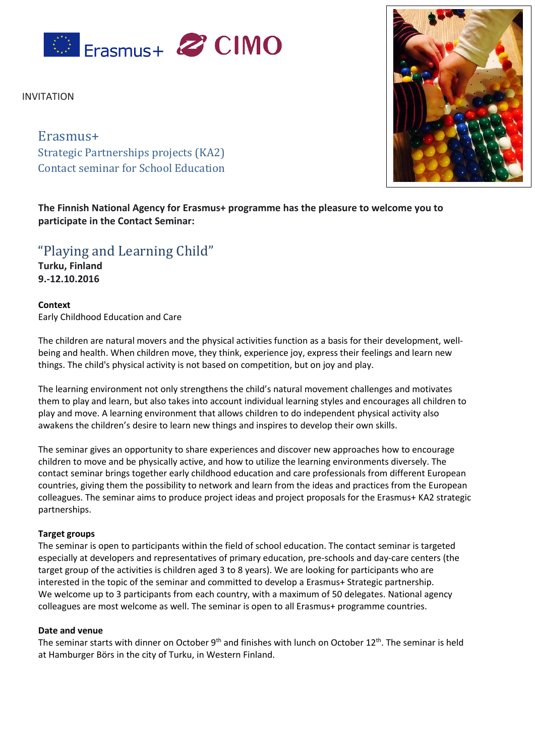INVITATION

# Erasmus+
## Strategic Partnerships projects (KA2)
## Contact seminar for School Education

**The Finnish National Agency for Erasmus+ programme has the pleasure to welcome you to participate in the Contact Seminar:**

## "Playing and Learning Child"

**Turku, Finland**
**9.-12.10.2016**

**Context**
Early Childhood Education and Care

The children are natural movers and the physical activities function as a basis for their development, well-being and health. When children move, they think, experience joy, express their feelings and learn new things. The child's physical activity is not based on competition, but on joy and play.

The learning environment not only strengthens the child's natural movement challenges and motivates them to play and learn, but also takes into account individual learning styles and encourages all children to play and move. A learning environment that allows children to do independent physical activity also awakens the children's desire to learn new things and inspires to develop their own skills.

The seminar gives an opportunity to share experiences and discover new approaches how to encourage children to move and be physically active, and how to utilize the learning environments diversely. The contact seminar brings together early childhood education and care professionals from different European countries, giving them the possibility to network and learn from the ideas and practices from the European colleagues. The seminar aims to produce project ideas and project proposals for the Erasmus+ KA2 strategic partnerships.

**Target groups**
The seminar is open to participants within the field of school education. The contact seminar is targeted especially at developers and representatives of primary education, pre-schools and day-care centers (the target group of the activities is children aged 3 to 8 years). We are looking for participants who are interested in the topic of the seminar and committed to develop a Erasmus+ Strategic partnership. We welcome up to 3 participants from each country, with a maximum of 50 delegates. National agency colleagues are most welcome as well. The seminar is open to all Erasmus+ programme countries.

**Date and venue**
The seminar starts with dinner on October 9th and finishes with lunch on October 12th. The seminar is held at Hamburger Börs in the city of Turku, in Western Finland.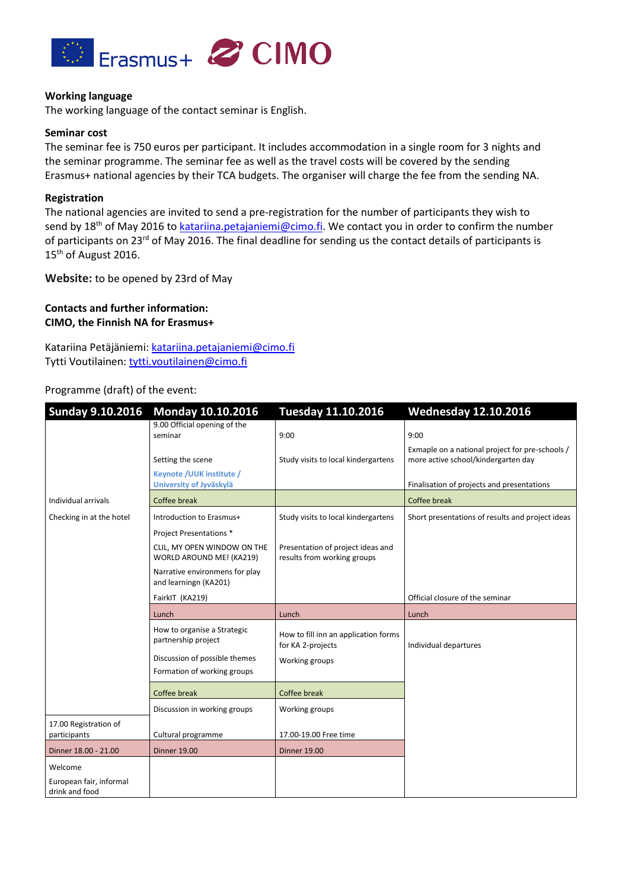### Working language

The working language of the contact seminar is English.

### Seminar cost

The seminar fee is 750 euros per participant. It includes accommodation in a single room for 3 nights and the seminar programme. The seminar fee as well as the travel costs will be covered by the sending Erasmus+ national agencies by their TCA budgets. The organiser will charge the fee from the sending NA.

### Registration

The national agencies are invited to send a pre-registration for the number of participants they wish to send by 18th of May 2016 to katariina.petajaniemi@cimo.fi. We contact you in order to confirm the number of participants on 23rd of May 2016. The final deadline for sending us the contact details of participants is 15th of August 2016.

**Website:** to be opened by 23rd of May

**Contacts and further information:**
**CIMO, the Finnish NA for Erasmus+**

Katariina Petäjäniemi: katariina.petajaniemi@cimo.fi
Tytti Voutilainen: tytti.voutilainen@cimo.fi

Programme (draft) of the event:

| Sunday 9.10.2016 | Monday 10.10.2016 | Tuesday 11.10.2016 | Wednesday 12.10.2016 |
|---|---|---|---|
| | 9.00 Official opening of the seminar<br><br>Setting the scene<br><br>Keynote /UUK institute / University of Jyväskylä | 9:00<br><br>Study visits to local kindergartens | 9:00<br><br>Exmaple on a national project for pre-schools / more active school/kindergarten day<br><br>Finalisation of projects and presentations |
| Individual arrivals | Coffee break | | Coffee break |
| Checking in at the hotel | Introduction to Erasmus+<br><br>Project Presentations *<br><br>CLIL, MY OPEN WINDOW ON THE WORLD AROUND ME! (KA219)<br><br>Narrative environments for play and learningn (KA201)<br><br>FairkIT (KA219) | Study visits to local kindergartens<br><br>Presentation of project ideas and results from working groups | Short presentations of results and project ideas<br><br>Official closure of the seminar |
| | Lunch | Lunch | Lunch |
| | How to organise a Strategic partnership project<br><br>Discussion of possible themes<br><br>Formation of working groups | How to fill inn an application forms for KA 2-projects<br><br>Working groups | Individual departures |
| | Coffee break | Coffee break | |
| 17.00 Registration of participants | Discussion in working groups<br><br>Cultural programme | Working groups<br><br>17.00-19.00 Free time | |
| Dinner 18.00 - 21.00 | Dinner 19.00 | Dinner 19.00 | |
| Welcome<br><br>European fair, informal drink and food | | | |